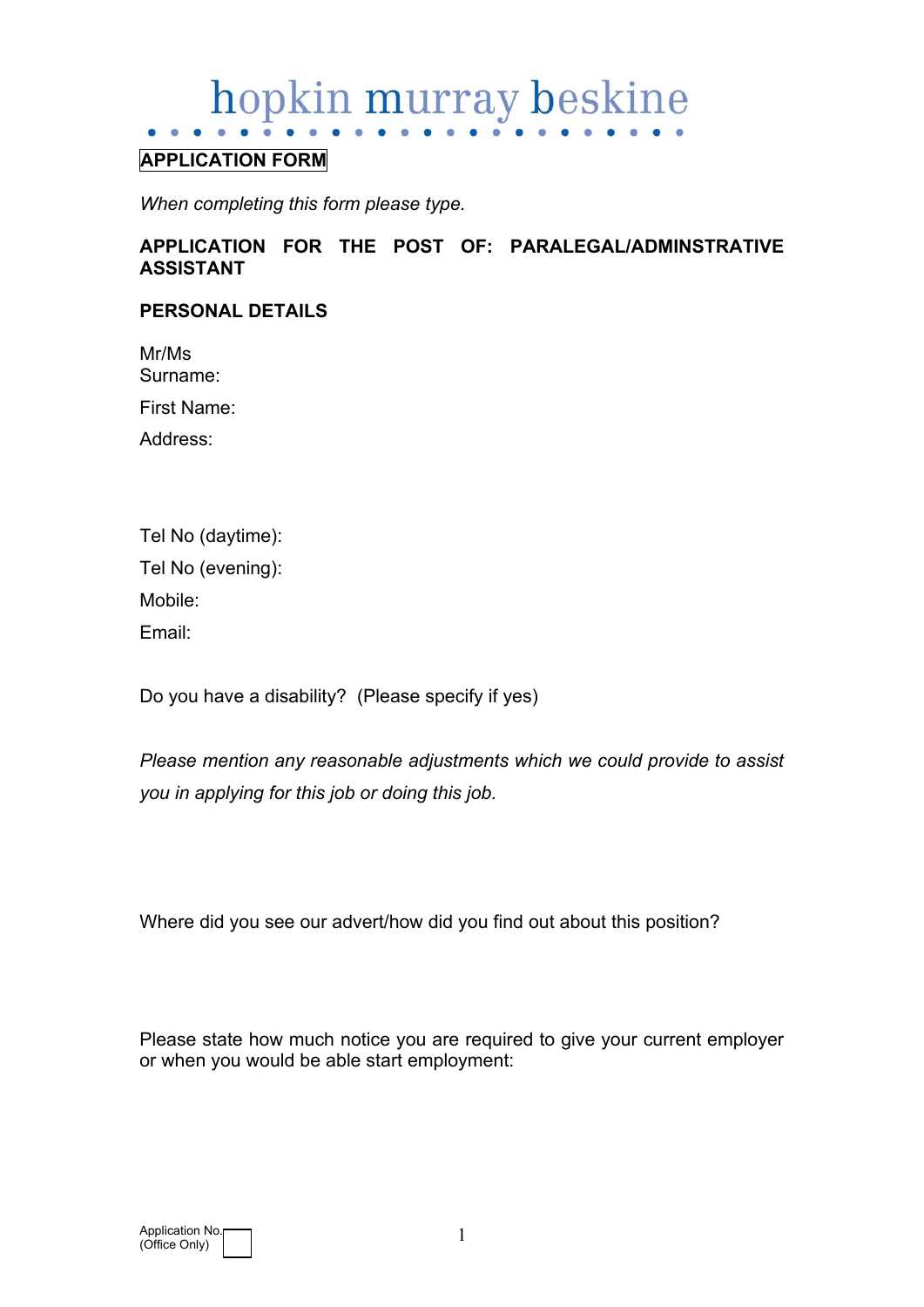# hopkin murray beskine

## APPLICATION FORM

*When completing this form please type.*

**APPLICATION FOR THE POST OF: PARALEGAL/ADMINSTRATIVE ASSISTANT**

**PERSONAL DETAILS**

Mr/Ms
Surname:

First Name:

Address:

Tel No (daytime):

Tel No (evening):

Mobile:

Email:

Do you have a disability? (Please specify if yes)

*Please mention any reasonable adjustments which we could provide to assist you in applying for this job or doing this job.*

Where did you see our advert/how did you find out about this position?

Please state how much notice you are required to give your current employer or when you would be able start employment:

Application No. (Office Only)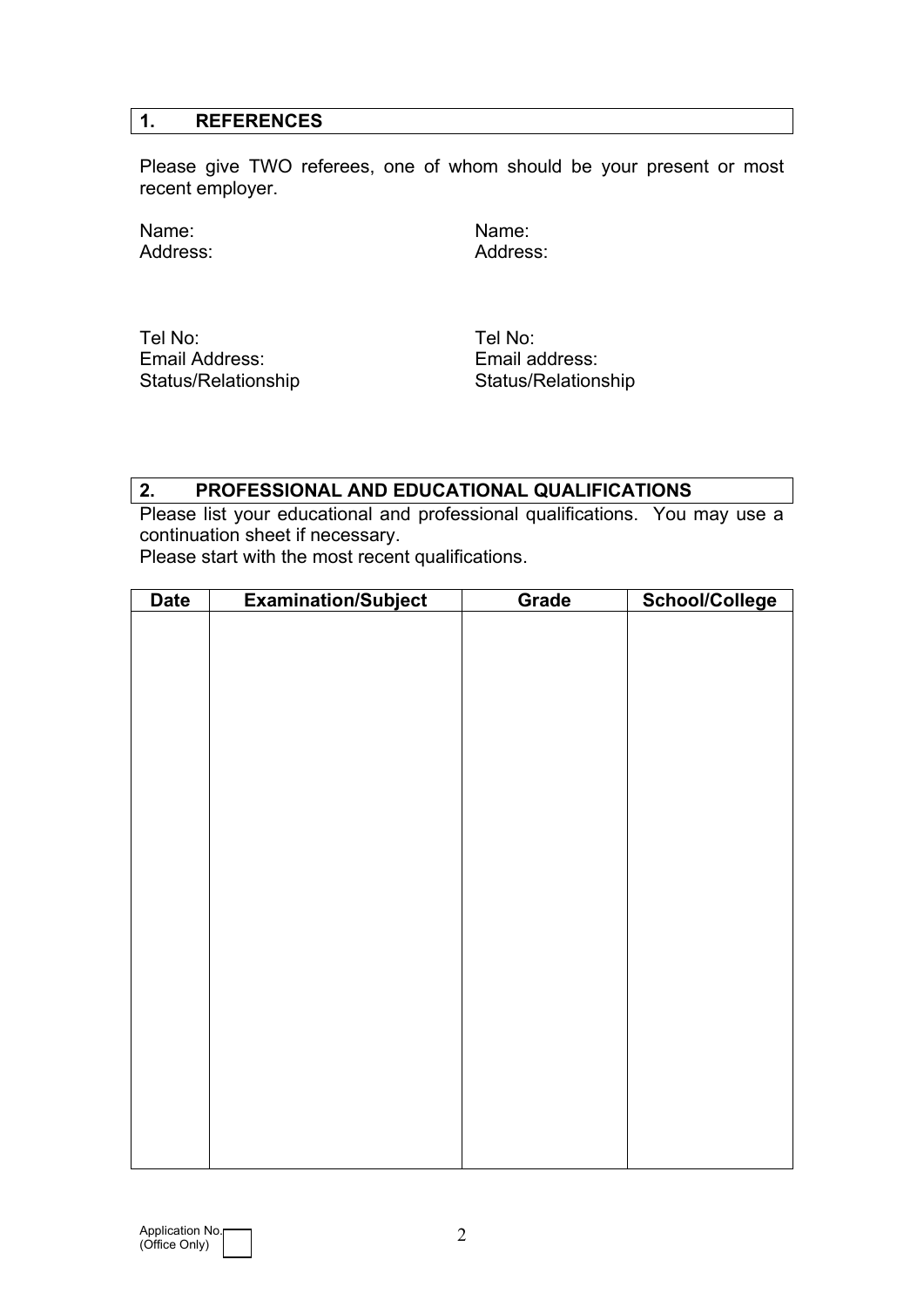## 1. REFERENCES

Please give TWO referees, one of whom should be your present or most recent employer.

Name:
Address:

Tel No:
Email Address:
Status/Relationship

Name:
Address:

Tel No:
Email address:
Status/Relationship

## 2. PROFESSIONAL AND EDUCATIONAL QUALIFICATIONS

Please list your educational and professional qualifications. You may use a continuation sheet if necessary.
Please start with the most recent qualifications.

| Date | Examination/Subject | Grade | School/College |
| --- | --- | --- | --- |
| | | | |

Application No.
(Office Only)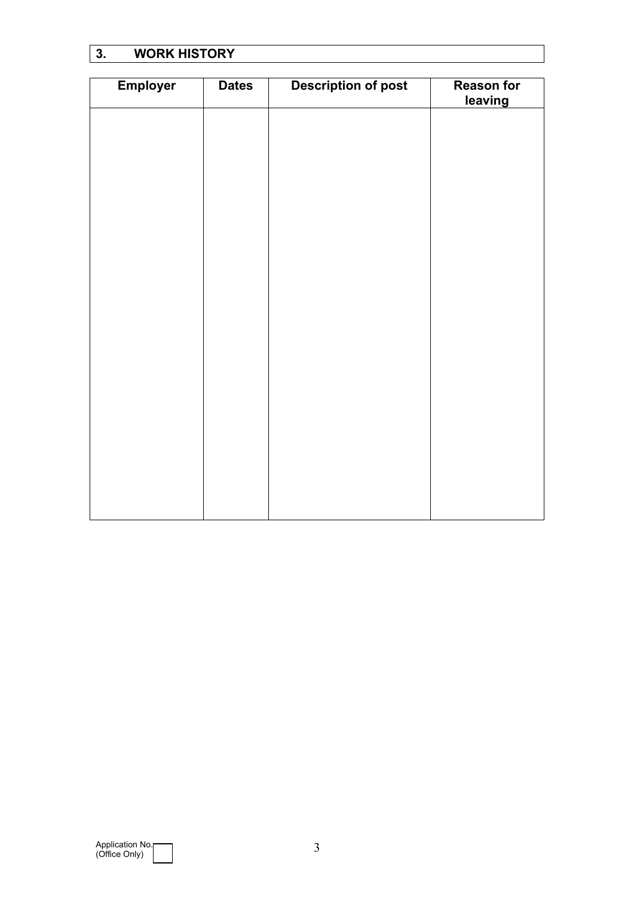## 3. WORK HISTORY

| Employer | Dates | Description of post | Reason for leaving |
|---|---|---|---|
| | | | |

Application No. (Office Only)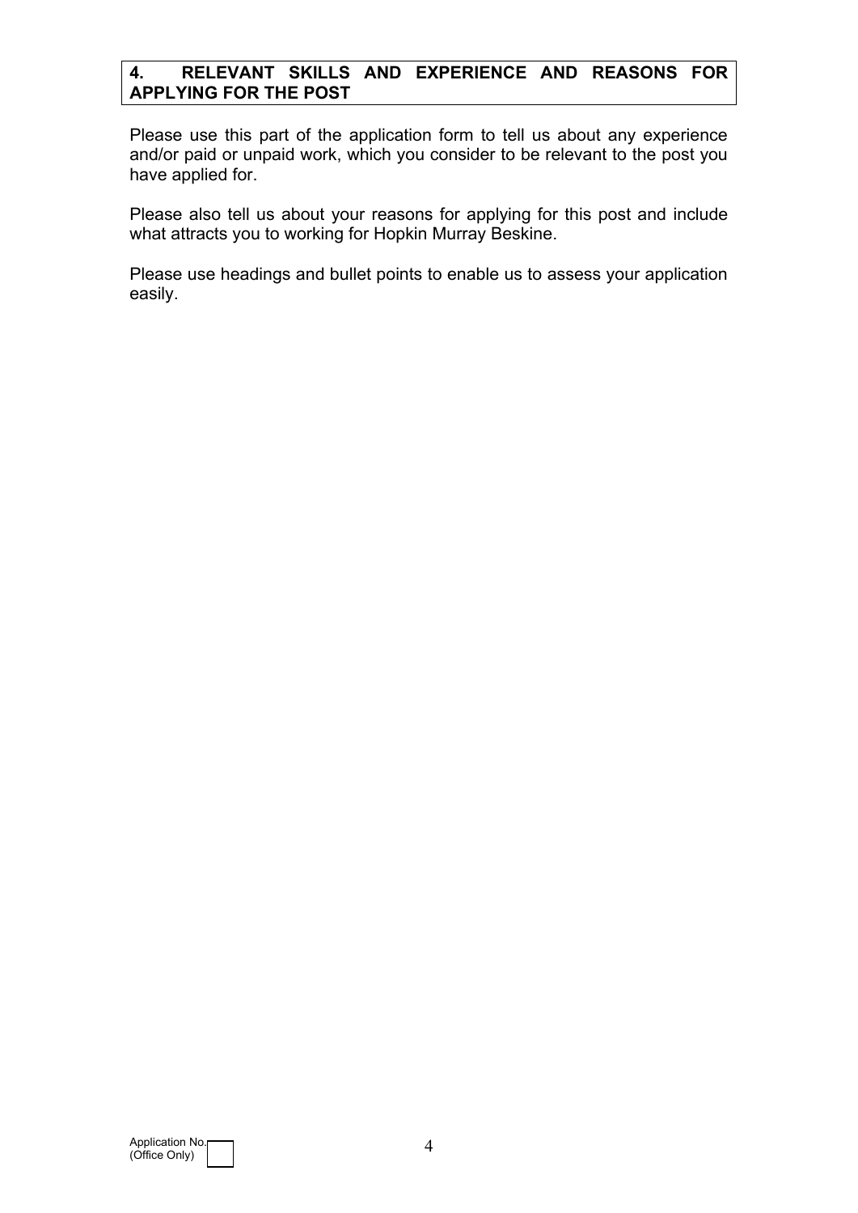## 4. RELEVANT SKILLS AND EXPERIENCE AND REASONS FOR APPLYING FOR THE POST

Please use this part of the application form to tell us about any experience and/or paid or unpaid work, which you consider to be relevant to the post you have applied for.

Please also tell us about your reasons for applying for this post and include what attracts you to working for Hopkin Murray Beskine.

Please use headings and bullet points to enable us to assess your application easily.

Application No. (Office Only)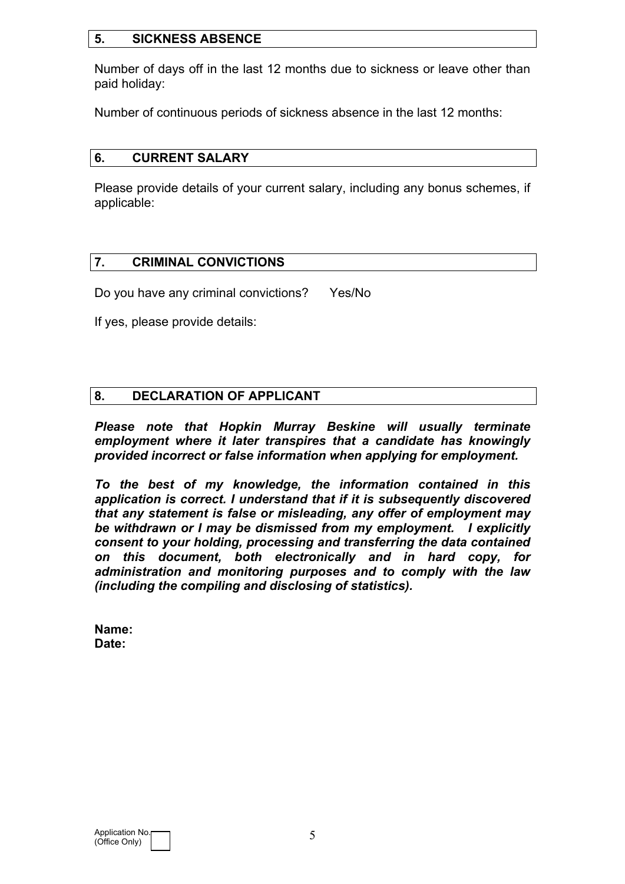## 5. SICKNESS ABSENCE

Number of days off in the last 12 months due to sickness or leave other than paid holiday:

Number of continuous periods of sickness absence in the last 12 months:

## 6. CURRENT SALARY

Please provide details of your current salary, including any bonus schemes, if applicable:

## 7. CRIMINAL CONVICTIONS

Do you have any criminal convictions? Yes/No

If yes, please provide details:

## 8. DECLARATION OF APPLICANT

***Please note that Hopkin Murray Beskine will usually terminate employment where it later transpires that a candidate has knowingly provided incorrect or false information when applying for employment.***

***To the best of my knowledge, the information contained in this application is correct. I understand that if it is subsequently discovered that any statement is false or misleading, any offer of employment may be withdrawn or I may be dismissed from my employment. I explicitly consent to your holding, processing and transferring the data contained on this document, both electronically and in hard copy, for administration and monitoring purposes and to comply with the law (including the compiling and disclosing of statistics).***

**Name:**
**Date:**

Application No.
(Office Only)